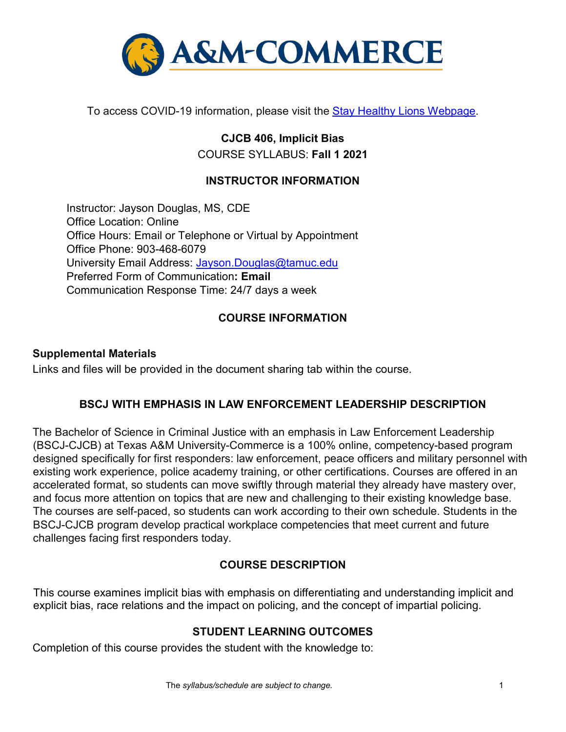To access COVID-19 information, please visit the [Stay Healthy Lions Webpage](#).

# CJCB 406, Implicit Bias

COURSE SYLLABUS: **Fall 1 2021**

## INSTRUCTOR INFORMATION

Instructor: Jayson Douglas, MS, CDE
Office Location: Online
Office Hours: Email or Telephone or Virtual by Appointment
Office Phone: 903-468-6079
University Email Address: [Jayson.Douglas@tamuc.edu](mailto:Jayson.Douglas@tamuc.edu)
Preferred Form of Communication**: Email**
Communication Response Time: 24/7 days a week

## COURSE INFORMATION

### Supplemental Materials

Links and files will be provided in the document sharing tab within the course.

## BSCJ WITH EMPHASIS IN LAW ENFORCEMENT LEADERSHIP DESCRIPTION

The Bachelor of Science in Criminal Justice with an emphasis in Law Enforcement Leadership (BSCJ-CJCB) at Texas A&M University-Commerce is a 100% online, competency-based program designed specifically for first responders: law enforcement, peace officers and military personnel with existing work experience, police academy training, or other certifications. Courses are offered in an accelerated format, so students can move swiftly through material they already have mastery over, and focus more attention on topics that are new and challenging to their existing knowledge base. The courses are self-paced, so students can work according to their own schedule. Students in the BSCJ-CJCB program develop practical workplace competencies that meet current and future challenges facing first responders today.

## COURSE DESCRIPTION

This course examines implicit bias with emphasis on differentiating and understanding implicit and explicit bias, race relations and the impact on policing, and the concept of impartial policing.

## STUDENT LEARNING OUTCOMES

Completion of this course provides the student with the knowledge to: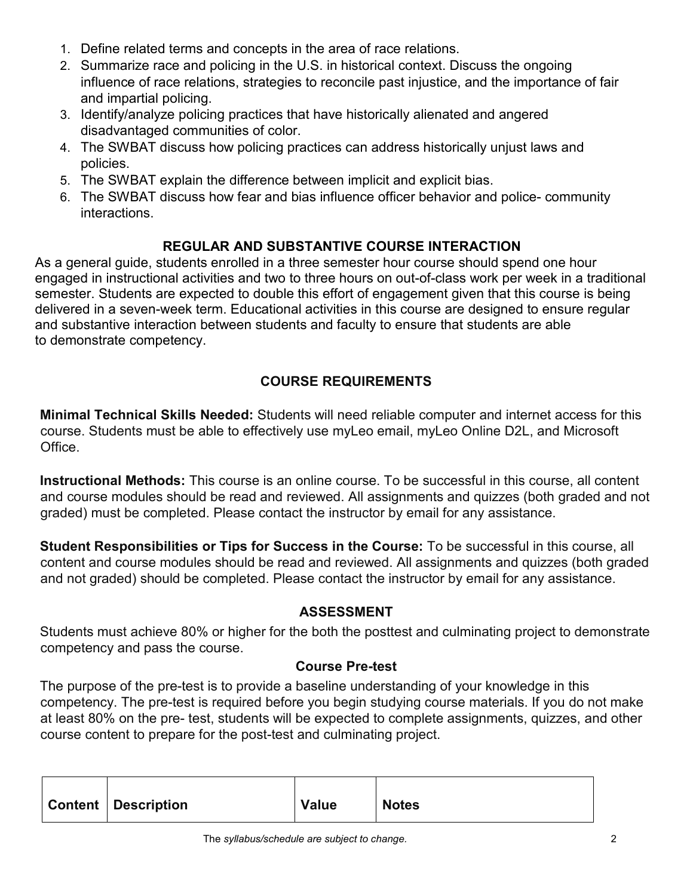1. Define related terms and concepts in the area of race relations.
2. Summarize race and policing in the U.S. in historical context. Discuss the ongoing influence of race relations, strategies to reconcile past injustice, and the importance of fair and impartial policing.
3. Identify/analyze policing practices that have historically alienated and angered disadvantaged communities of color.
4. The SWBAT discuss how policing practices can address historically unjust laws and policies.
5. The SWBAT explain the difference between implicit and explicit bias.
6. The SWBAT discuss how fear and bias influence officer behavior and police- community interactions.

## REGULAR AND SUBSTANTIVE COURSE INTERACTION

As a general guide, students enrolled in a three semester hour course should spend one hour engaged in instructional activities and two to three hours on out-of-class work per week in a traditional semester. Students are expected to double this effort of engagement given that this course is being delivered in a seven-week term. Educational activities in this course are designed to ensure regular and substantive interaction between students and faculty to ensure that students are able to demonstrate competency.

## COURSE REQUIREMENTS

**Minimal Technical Skills Needed:** Students will need reliable computer and internet access for this course. Students must be able to effectively use myLeo email, myLeo Online D2L, and Microsoft Office.

**Instructional Methods:** This course is an online course. To be successful in this course, all content and course modules should be read and reviewed. All assignments and quizzes (both graded and not graded) must be completed. Please contact the instructor by email for any assistance.

**Student Responsibilities or Tips for Success in the Course:** To be successful in this course, all content and course modules should be read and reviewed. All assignments and quizzes (both graded and not graded) should be completed. Please contact the instructor by email for any assistance.

## ASSESSMENT

Students must achieve 80% or higher for the both the posttest and culminating project to demonstrate competency and pass the course.

### Course Pre-test

The purpose of the pre-test is to provide a baseline understanding of your knowledge in this competency. The pre-test is required before you begin studying course materials. If you do not make at least 80% on the pre- test, students will be expected to complete assignments, quizzes, and other course content to prepare for the post-test and culminating project.

| Content | Description | Value | Notes |
| --- | --- | --- | --- |

*The syllabus/schedule are subject to change.*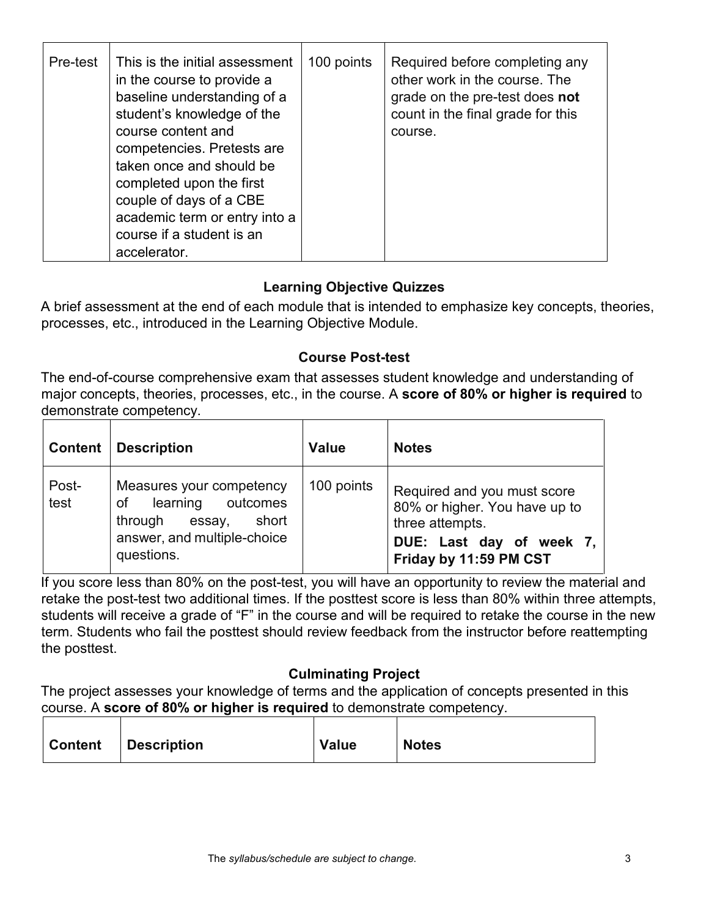| Pre-test | This is the initial assessment in the course to provide a baseline understanding of a student's knowledge of the course content and competencies. Pretests are taken once and should be completed upon the first couple of days of a CBE academic term or entry into a course if a student is an accelerator. | 100 points | Required before completing any other work in the course. The grade on the pre-test does **not** count in the final grade for this course. |
|---|---|---|---|

### Learning Objective Quizzes

A brief assessment at the end of each module that is intended to emphasize key concepts, theories, processes, etc., introduced in the Learning Objective Module.

### Course Post-test

The end-of-course comprehensive exam that assesses student knowledge and understanding of major concepts, theories, processes, etc., in the course. A **score of 80% or higher is required** to demonstrate competency.

| Content | Description | Value | Notes |
|---|---|---|---|
| Post-test | Measures your competency of learning outcomes through essay, short answer, and multiple-choice questions. | 100 points | Required and you must score 80% or higher. You have up to three attempts.<br>**DUE: Last day of week 7, Friday by 11:59 PM CST** |

If you score less than 80% on the post-test, you will have an opportunity to review the material and retake the post-test two additional times. If the posttest score is less than 80% within three attempts, students will receive a grade of "F" in the course and will be required to retake the course in the new term. Students who fail the posttest should review feedback from the instructor before reattempting the posttest.

### Culminating Project

The project assesses your knowledge of terms and the application of concepts presented in this course. A **score of 80% or higher is required** to demonstrate competency.

| Content | Description | Value | Notes |
|---|---|---|---|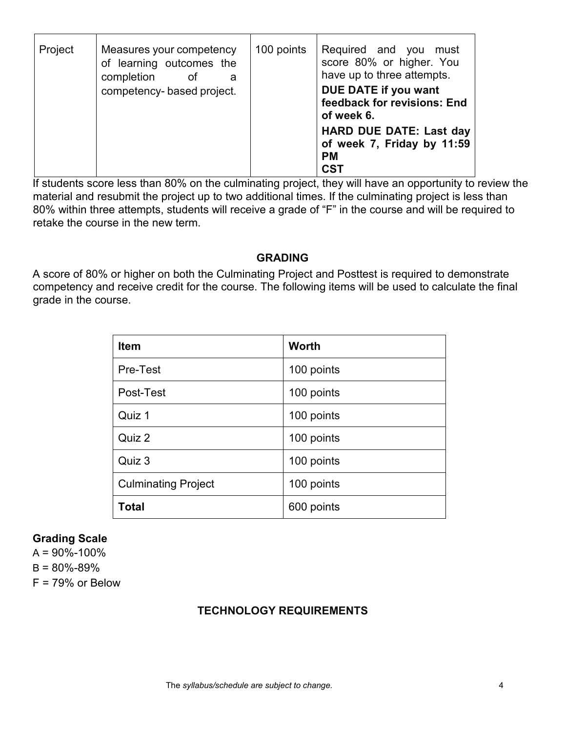| | | | |
|---|---|---|---|
| Project | Measures your competency of learning outcomes the completion of a competency- based project. | 100 points | Required and you must score 80% or higher. You have up to three attempts.<br>**DUE DATE if you want feedback for revisions: End of week 6.**<br>**HARD DUE DATE: Last day of week 7, Friday by 11:59 PM CST** |

If students score less than 80% on the culminating project, they will have an opportunity to review the material and resubmit the project up to two additional times. If the culminating project is less than 80% within three attempts, students will receive a grade of "F" in the course and will be required to retake the course in the new term.

## GRADING

A score of 80% or higher on both the Culminating Project and Posttest is required to demonstrate competency and receive credit for the course. The following items will be used to calculate the final grade in the course.

| Item | Worth |
|---|---|
| Pre-Test | 100 points |
| Post-Test | 100 points |
| Quiz 1 | 100 points |
| Quiz 2 | 100 points |
| Quiz 3 | 100 points |
| Culminating Project | 100 points |
| **Total** | 600 points |

**Grading Scale**

A = 90%-100%

B = 80%-89%

F = 79% or Below

## TECHNOLOGY REQUIREMENTS

The *syllabus/schedule are subject to change.*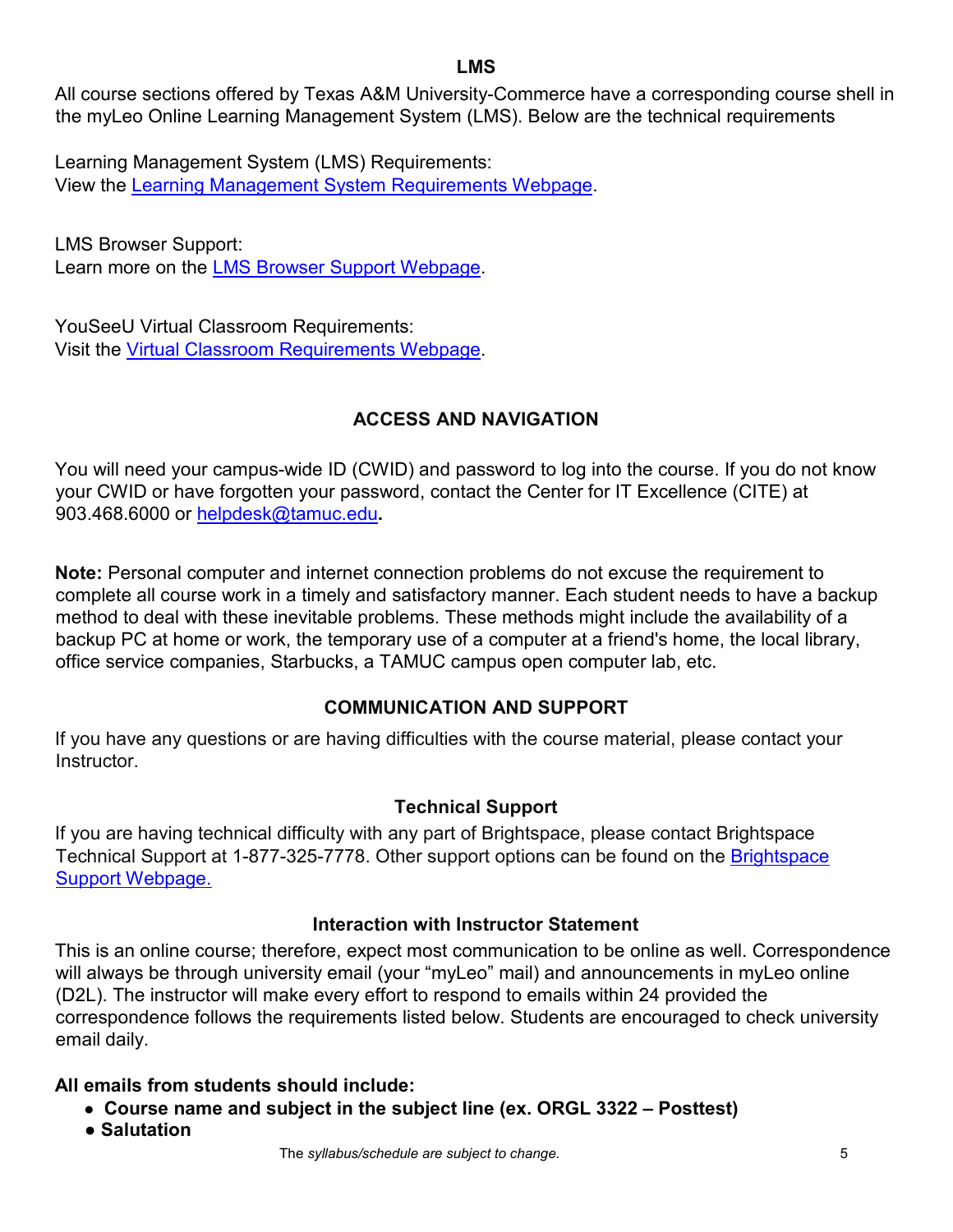## LMS

All course sections offered by Texas A&M University-Commerce have a corresponding course shell in the myLeo Online Learning Management System (LMS). Below are the technical requirements

Learning Management System (LMS) Requirements:
View the Learning Management System Requirements Webpage.

LMS Browser Support:
Learn more on the LMS Browser Support Webpage.

YouSeeU Virtual Classroom Requirements:
Visit the Virtual Classroom Requirements Webpage.

## ACCESS AND NAVIGATION

You will need your campus-wide ID (CWID) and password to log into the course. If you do not know your CWID or have forgotten your password, contact the Center for IT Excellence (CITE) at 903.468.6000 or helpdesk@tamuc.edu**.**

**Note:** Personal computer and internet connection problems do not excuse the requirement to complete all course work in a timely and satisfactory manner. Each student needs to have a backup method to deal with these inevitable problems. These methods might include the availability of a backup PC at home or work, the temporary use of a computer at a friend's home, the local library, office service companies, Starbucks, a TAMUC campus open computer lab, etc.

## COMMUNICATION AND SUPPORT

If you have any questions or are having difficulties with the course material, please contact your Instructor.

### Technical Support

If you are having technical difficulty with any part of Brightspace, please contact Brightspace Technical Support at 1-877-325-7778. Other support options can be found on the Brightspace Support Webpage.

### Interaction with Instructor Statement

This is an online course; therefore, expect most communication to be online as well. Correspondence will always be through university email (your "myLeo" mail) and announcements in myLeo online (D2L). The instructor will make every effort to respond to emails within 24 provided the correspondence follows the requirements listed below. Students are encouraged to check university email daily.

**All emails from students should include:**

- **Course name and subject in the subject line (ex. ORGL 3322 – Posttest)**
- **Salutation**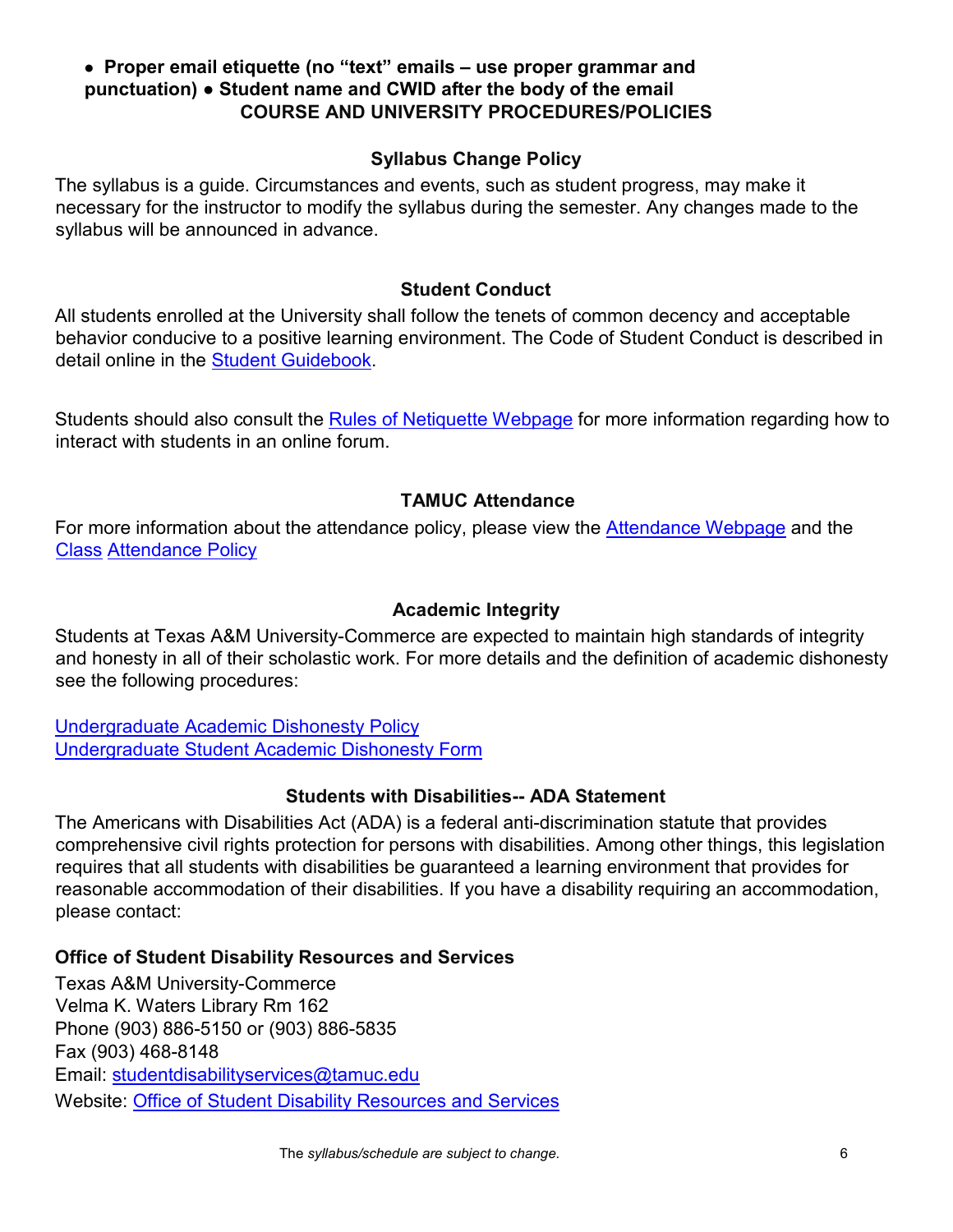- **Proper email etiquette (no "text" emails – use proper grammar and punctuation)**
- **Student name and CWID after the body of the email**

## COURSE AND UNIVERSITY PROCEDURES/POLICIES

### Syllabus Change Policy

The syllabus is a guide. Circumstances and events, such as student progress, may make it necessary for the instructor to modify the syllabus during the semester. Any changes made to the syllabus will be announced in advance.

### Student Conduct

All students enrolled at the University shall follow the tenets of common decency and acceptable behavior conducive to a positive learning environment. The Code of Student Conduct is described in detail online in the Student Guidebook.

Students should also consult the Rules of Netiquette Webpage for more information regarding how to interact with students in an online forum.

### TAMUC Attendance

For more information about the attendance policy, please view the Attendance Webpage and the Class Attendance Policy

### Academic Integrity

Students at Texas A&M University-Commerce are expected to maintain high standards of integrity and honesty in all of their scholastic work. For more details and the definition of academic dishonesty see the following procedures:

Undergraduate Academic Dishonesty Policy
Undergraduate Student Academic Dishonesty Form

### Students with Disabilities-- ADA Statement

The Americans with Disabilities Act (ADA) is a federal anti-discrimination statute that provides comprehensive civil rights protection for persons with disabilities. Among other things, this legislation requires that all students with disabilities be guaranteed a learning environment that provides for reasonable accommodation of their disabilities. If you have a disability requiring an accommodation, please contact:

**Office of Student Disability Resources and Services**

Texas A&M University-Commerce
Velma K. Waters Library Rm 162
Phone (903) 886-5150 or (903) 886-5835
Fax (903) 468-8148
Email: studentdisabilityservices@tamuc.edu
Website: Office of Student Disability Resources and Services

The *syllabus/schedule are subject to change.*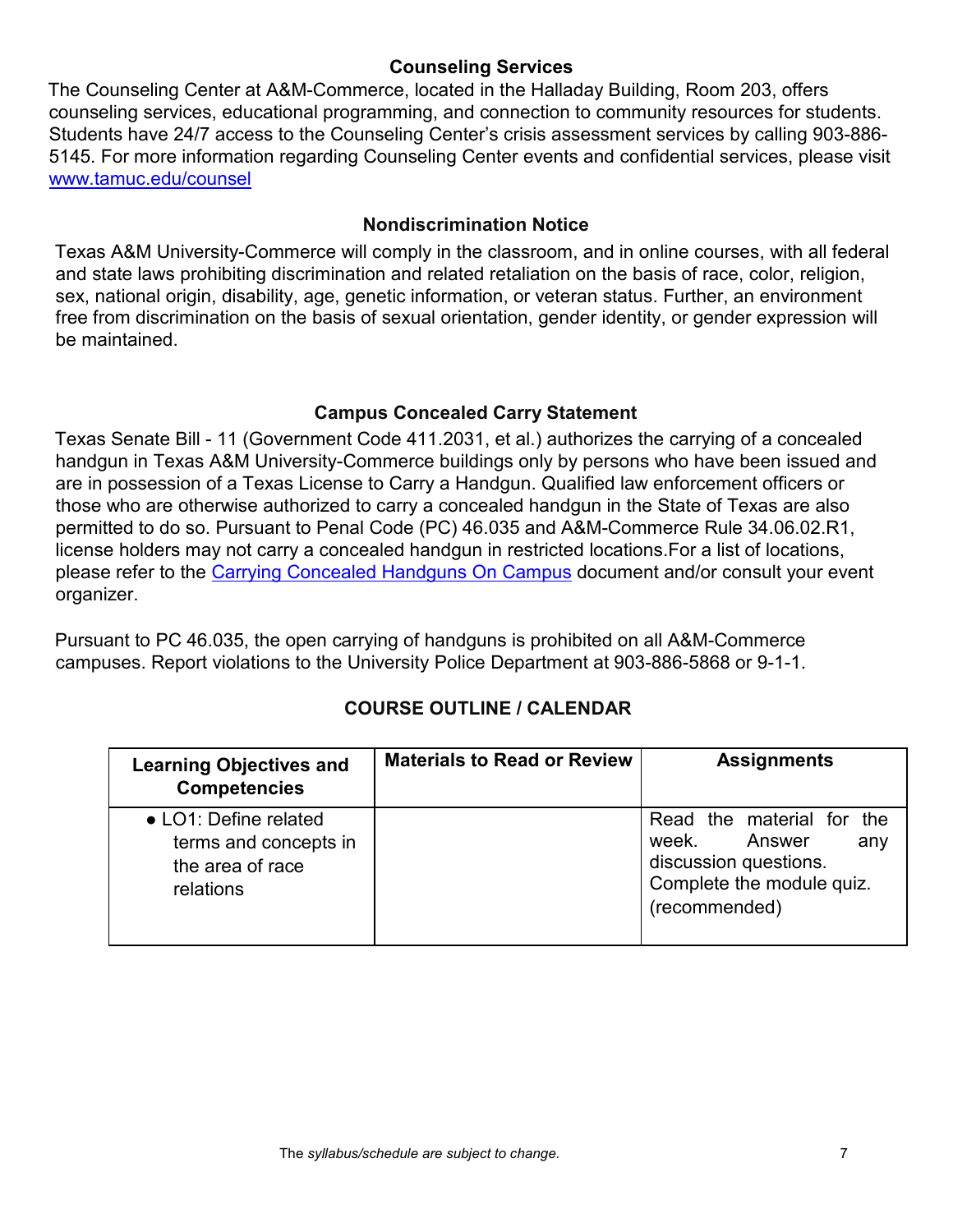### Counseling Services

The Counseling Center at A&M-Commerce, located in the Halladay Building, Room 203, offers counseling services, educational programming, and connection to community resources for students. Students have 24/7 access to the Counseling Center's crisis assessment services by calling 903-886-5145. For more information regarding Counseling Center events and confidential services, please visit [www.tamuc.edu/counsel](www.tamuc.edu/counsel)

### Nondiscrimination Notice

Texas A&M University-Commerce will comply in the classroom, and in online courses, with all federal and state laws prohibiting discrimination and related retaliation on the basis of race, color, religion, sex, national origin, disability, age, genetic information, or veteran status. Further, an environment free from discrimination on the basis of sexual orientation, gender identity, or gender expression will be maintained.

### Campus Concealed Carry Statement

Texas Senate Bill - 11 (Government Code 411.2031, et al.) authorizes the carrying of a concealed handgun in Texas A&M University-Commerce buildings only by persons who have been issued and are in possession of a Texas License to Carry a Handgun. Qualified law enforcement officers or those who are otherwise authorized to carry a concealed handgun in the State of Texas are also permitted to do so. Pursuant to Penal Code (PC) 46.035 and A&M-Commerce Rule 34.06.02.R1, license holders may not carry a concealed handgun in restricted locations.For a list of locations, please refer to the Carrying Concealed Handguns On Campus document and/or consult your event organizer.

Pursuant to PC 46.035, the open carrying of handguns is prohibited on all A&M-Commerce campuses. Report violations to the University Police Department at 903-886-5868 or 9-1-1.

## COURSE OUTLINE / CALENDAR

| Learning Objectives and Competencies | Materials to Read or Review | Assignments |
|---|---|---|
| • LO1: Define related terms and concepts in the area of race relations | | Read the material for the week. Answer any discussion questions. Complete the module quiz. (recommended) |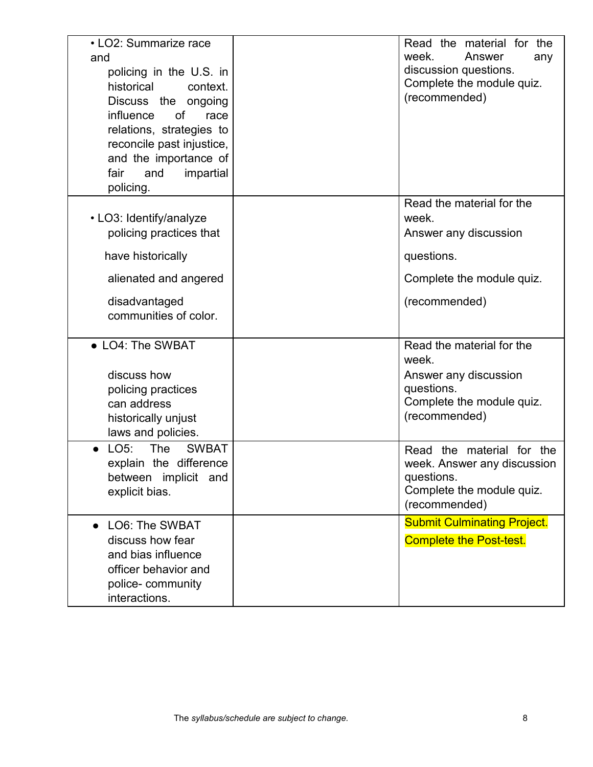| | | |
|---|---|---|
| • LO2: Summarize race and policing in the U.S. in historical context. Discuss the ongoing influence of race relations, strategies to reconcile past injustice, and the importance of fair and impartial policing. | | Read the material for the week. Answer any discussion questions. Complete the module quiz. (recommended) |
| • LO3: Identify/analyze policing practices that have historically alienated and angered disadvantaged communities of color. | | Read the material for the week. Answer any discussion questions. Complete the module quiz. (recommended) |
| ● LO4: The SWBAT discuss how policing practices can address historically unjust laws and policies. | | Read the material for the week. Answer any discussion questions. Complete the module quiz. (recommended) |
| ● LO5: The SWBAT explain the difference between implicit and explicit bias. | | Read the material for the week. Answer any discussion questions. Complete the module quiz. (recommended) |
| ● LO6: The SWBAT discuss how fear and bias influence officer behavior and police- community interactions. | | Submit Culminating Project. Complete the Post-test. |

The *syllabus/schedule are subject to change.*